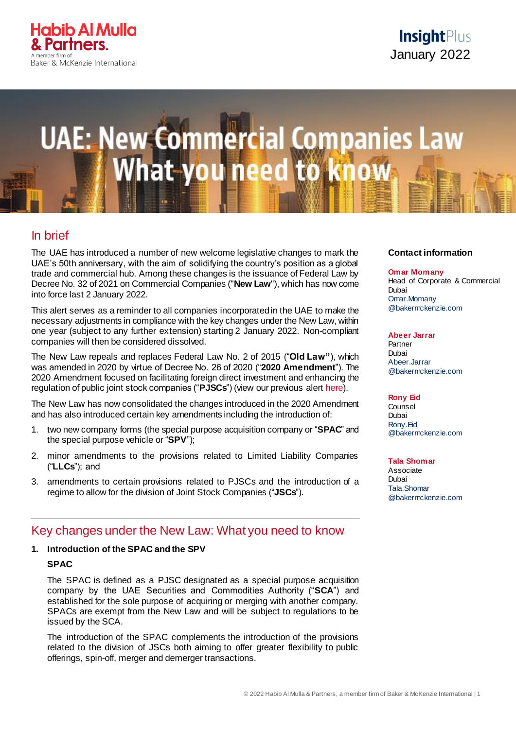Habib Al Mulla & Partners.
A member firm of Baker & McKenzie International

InsightPlus
January 2022

# UAE: New Commercial Companies Law What you need to know

## In brief

The UAE has introduced a number of new welcome legislative changes to mark the UAE's 50th anniversary, with the aim of solidifying the country's position as a global trade and commercial hub. Among these changes is the issuance of Federal Law by Decree No. 32 of 2021 on Commercial Companies ("**New Law**"), which has now come into force last 2 January 2022.

This alert serves as a reminder to all companies incorporated in the UAE to make the necessary adjustments in compliance with the key changes under the New Law, within one year (subject to any further extension) starting 2 January 2022. Non-compliant companies will then be considered dissolved.

The New Law repeals and replaces Federal Law No. 2 of 2015 ("**Old Law**"), which was amended in 2020 by virtue of Decree No. 26 of 2020 ("**2020 Amendment**"). The 2020 Amendment focused on facilitating foreign direct investment and enhancing the regulation of public joint stock companies ("**PJSCs**") (view our previous alert here).

The New Law has now consolidated the changes introduced in the 2020 Amendment and has also introduced certain key amendments including the introduction of:

1. two new company forms (the special purpose acquisition company or "**SPAC**" and the special purpose vehicle or "**SPV**");
2. minor amendments to the provisions related to Limited Liability Companies ("**LLCs**"); and
3. amendments to certain provisions related to PJSCs and the introduction of a regime to allow for the division of Joint Stock Companies ("**JSCs**").

**Contact information**

**Omar Momany**
Head of Corporate & Commercial
Dubai
Omar.Momany@bakermckenzie.com

**Abeer Jarrar**
Partner
Dubai
Abeer.Jarrar@bakermckenzie.com

**Rony Eid**
Counsel
Dubai
Rony.Eid@bakermckenzie.com

**Tala Shomar**
Associate
Dubai
Tala.Shomar@bakermckenzie.com

## Key changes under the New Law: What you need to know

### 1. Introduction of the SPAC and the SPV

#### SPAC

The SPAC is defined as a PJSC designated as a special purpose acquisition company by the UAE Securities and Commodities Authority ("**SCA**") and established for the sole purpose of acquiring or merging with another company. SPACs are exempt from the New Law and will be subject to regulations to be issued by the SCA.

The introduction of the SPAC complements the introduction of the provisions related to the division of JSCs both aiming to offer greater flexibility to public offerings, spin-off, merger and demerger transactions.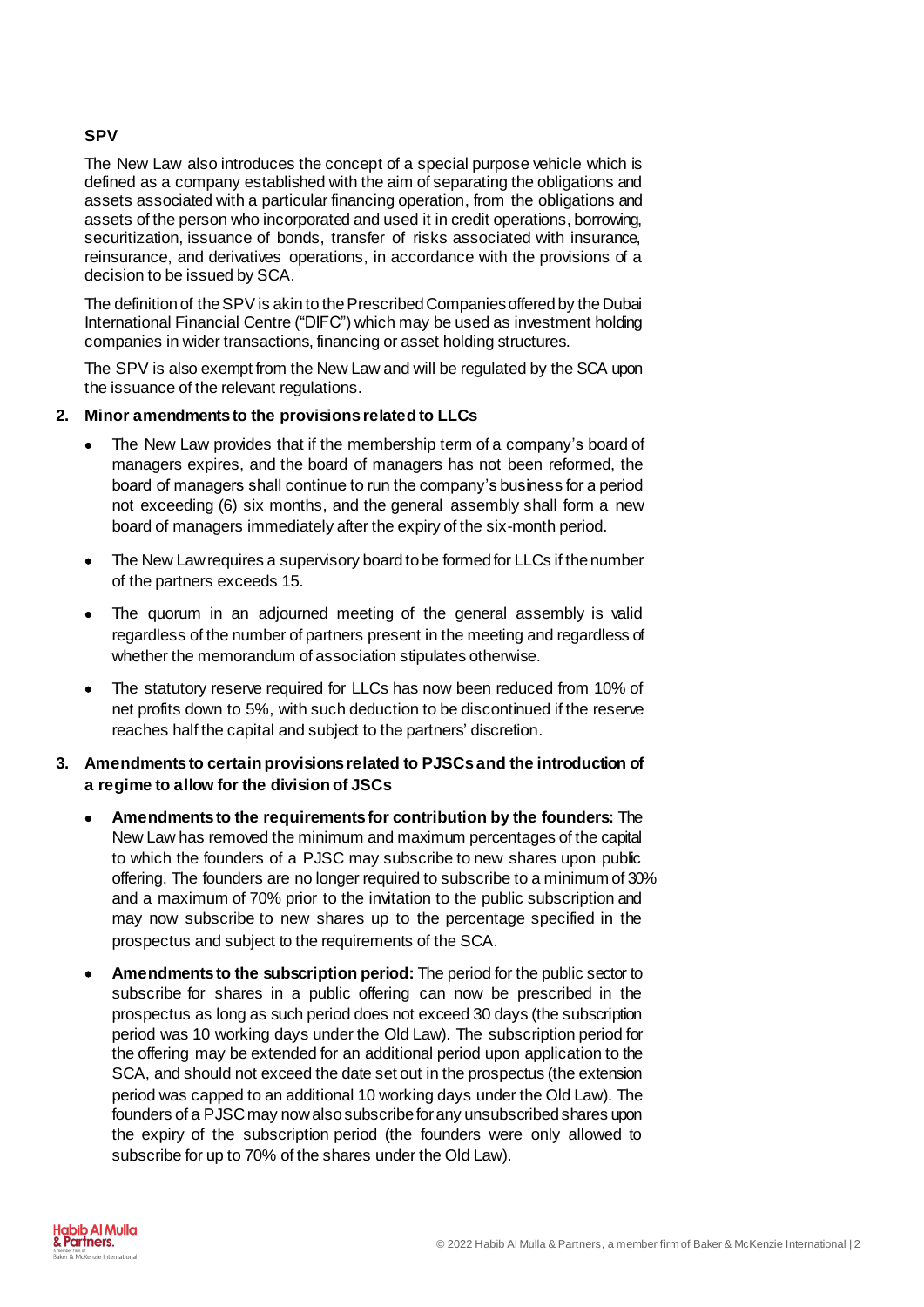**SPV**

The New Law also introduces the concept of a special purpose vehicle which is defined as a company established with the aim of separating the obligations and assets associated with a particular financing operation, from the obligations and assets of the person who incorporated and used it in credit operations, borrowing, securitization, issuance of bonds, transfer of risks associated with insurance, reinsurance, and derivatives operations, in accordance with the provisions of a decision to be issued by SCA.

The definition of the SPV is akin to the Prescribed Companies offered by the Dubai International Financial Centre ("DIFC") which may be used as investment holding companies in wider transactions, financing or asset holding structures.

The SPV is also exempt from the New Law and will be regulated by the SCA upon the issuance of the relevant regulations.

**2. Minor amendments to the provisions related to LLCs**

- The New Law provides that if the membership term of a company's board of managers expires, and the board of managers has not been reformed, the board of managers shall continue to run the company's business for a period not exceeding (6) six months, and the general assembly shall form a new board of managers immediately after the expiry of the six-month period.
- The New Law requires a supervisory board to be formed for LLCs if the number of the partners exceeds 15.
- The quorum in an adjourned meeting of the general assembly is valid regardless of the number of partners present in the meeting and regardless of whether the memorandum of association stipulates otherwise.
- The statutory reserve required for LLCs has now been reduced from 10% of net profits down to 5%, with such deduction to be discontinued if the reserve reaches half the capital and subject to the partners' discretion.

**3. Amendments to certain provisions related to PJSCs and the introduction of a regime to allow for the division of JSCs**

- **Amendments to the requirements for contribution by the founders:** The New Law has removed the minimum and maximum percentages of the capital to which the founders of a PJSC may subscribe to new shares upon public offering. The founders are no longer required to subscribe to a minimum of 30% and a maximum of 70% prior to the invitation to the public subscription and may now subscribe to new shares up to the percentage specified in the prospectus and subject to the requirements of the SCA.
- **Amendments to the subscription period:** The period for the public sector to subscribe for shares in a public offering can now be prescribed in the prospectus as long as such period does not exceed 30 days (the subscription period was 10 working days under the Old Law). The subscription period for the offering may be extended for an additional period upon application to the SCA, and should not exceed the date set out in the prospectus (the extension period was capped to an additional 10 working days under the Old Law). The founders of a PJSC may now also subscribe for any unsubscribed shares upon the expiry of the subscription period (the founders were only allowed to subscribe for up to 70% of the shares under the Old Law).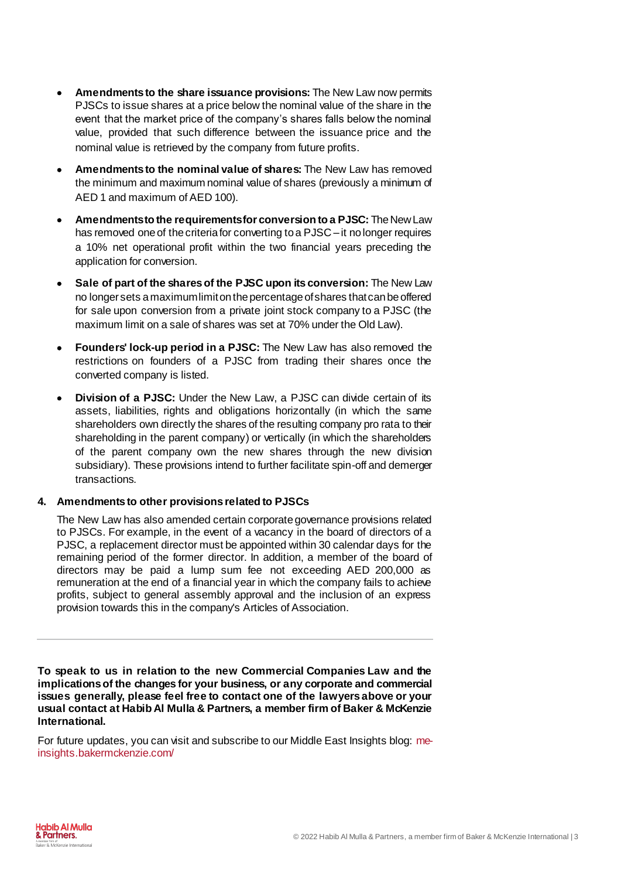- **Amendments to the share issuance provisions:** The New Law now permits PJSCs to issue shares at a price below the nominal value of the share in the event that the market price of the company's shares falls below the nominal value, provided that such difference between the issuance price and the nominal value is retrieved by the company from future profits.

- **Amendments to the nominal value of shares:** The New Law has removed the minimum and maximum nominal value of shares (previously a minimum of AED 1 and maximum of AED 100).

- **Amendments to the requirements for conversion to a PJSC:** The New Law has removed one of the criteria for converting to a PJSC – it no longer requires a 10% net operational profit within the two financial years preceding the application for conversion.

- **Sale of part of the shares of the PJSC upon its conversion:** The New Law no longer sets a maximum limit on the percentage of shares that can be offered for sale upon conversion from a private joint stock company to a PJSC (the maximum limit on a sale of shares was set at 70% under the Old Law).

- **Founders' lock-up period in a PJSC:** The New Law has also removed the restrictions on founders of a PJSC from trading their shares once the converted company is listed.

- **Division of a PJSC:** Under the New Law, a PJSC can divide certain of its assets, liabilities, rights and obligations horizontally (in which the same shareholders own directly the shares of the resulting company pro rata to their shareholding in the parent company) or vertically (in which the shareholders of the parent company own the new shares through the new division subsidiary). These provisions intend to further facilitate spin-off and demerger transactions.

## 4. Amendments to other provisions related to PJSCs

The New Law has also amended certain corporate governance provisions related to PJSCs. For example, in the event of a vacancy in the board of directors of a PJSC, a replacement director must be appointed within 30 calendar days for the remaining period of the former director. In addition, a member of the board of directors may be paid a lump sum fee not exceeding AED 200,000 as remuneration at the end of a financial year in which the company fails to achieve profits, subject to general assembly approval and the inclusion of an express provision towards this in the company's Articles of Association.

---

**To speak to us in relation to the new Commercial Companies Law and the implications of the changes for your business, or any corporate and commercial issues generally, please feel free to contact one of the lawyers above or your usual contact at Habib Al Mulla & Partners, a member firm of Baker & McKenzie International.**

For future updates, you can visit and subscribe to our Middle East Insights blog: me-insights.bakermckenzie.com/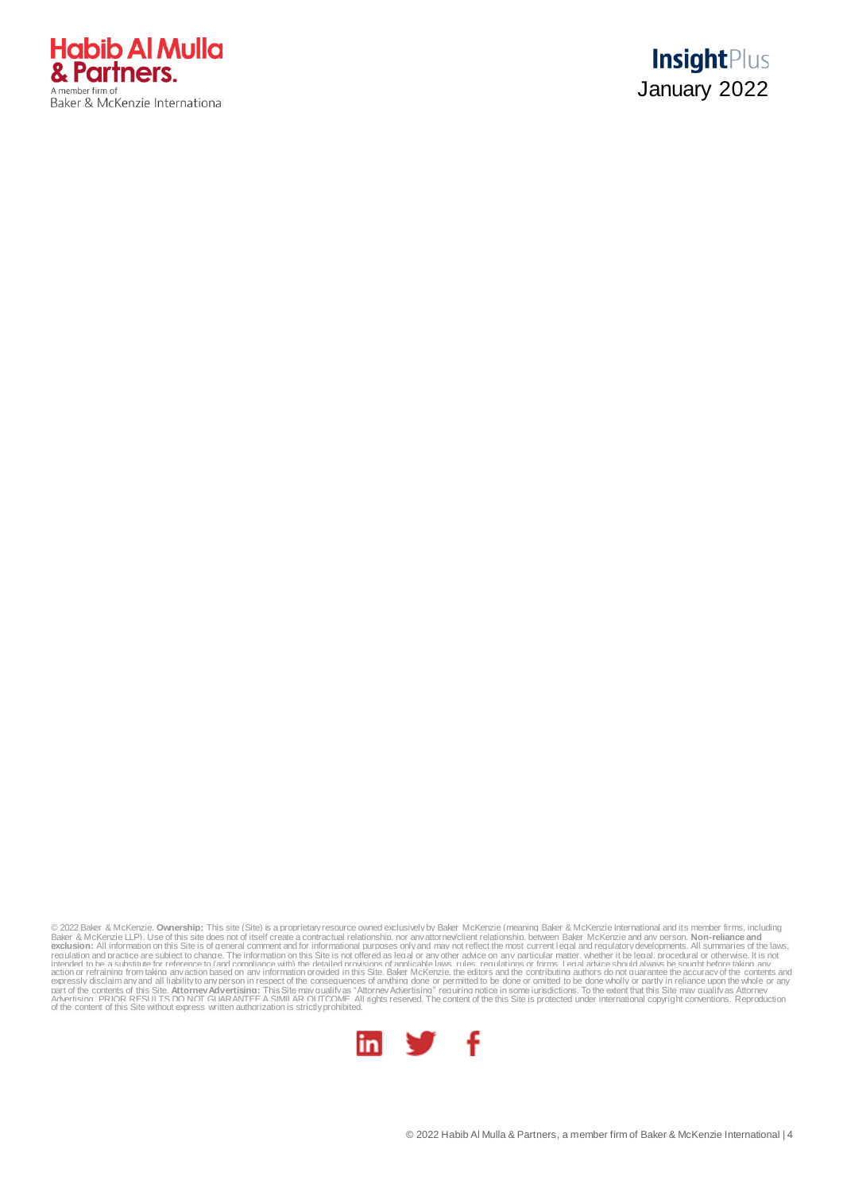© 2022 Baker & McKenzie. **Ownership:** This site (Site) is a proprietary resource owned exclusively by Baker McKenzie (meaning Baker & McKenzie International and its member firms, including Baker & McKenzie LLP). Use of this site does not of itself create a contractual relationship, nor any attorney/client relationship, between Baker McKenzie and any person. **Non-reliance and exclusion:** All information on this Site is of general comment and for informational purposes only and may not reflect the most current legal and regulatory developments. All summaries of the laws, regulation and practice are subject to change. The information on this Site is not offered as legal or any other advice on any particular matter, whether it be legal, procedural or otherwise. It is not intended to be a substitute for reference to (and compliance with) the detailed provisions of applicable laws, rules, regulations or forms. Legal advice should always be sought before taking any action or refraining from taking any action based on any information provided in this Site. Baker McKenzie, the editors and the contributing authors do not guarantee the accuracy of the contents and expressly disclaim any and all liability to any person in respect of the consequences of anything done or permitted to be done or omitted to be done wholly or partly in reliance upon the whole or any part of the contents of this Site. **Attorney Advertising:** This Site may qualify as "Attorney Advertising" requiring notice in some jurisdictions. To the extent that this Site may qualify as Attorney Advertising, PRIOR RESULTS DO NOT GUARANTEE A SIMILAR OUTCOME. All rights reserved. The content of the this Site is protected under international copyright conventions. Reproduction of the content of this Site without express written authorization is strictly prohibited.